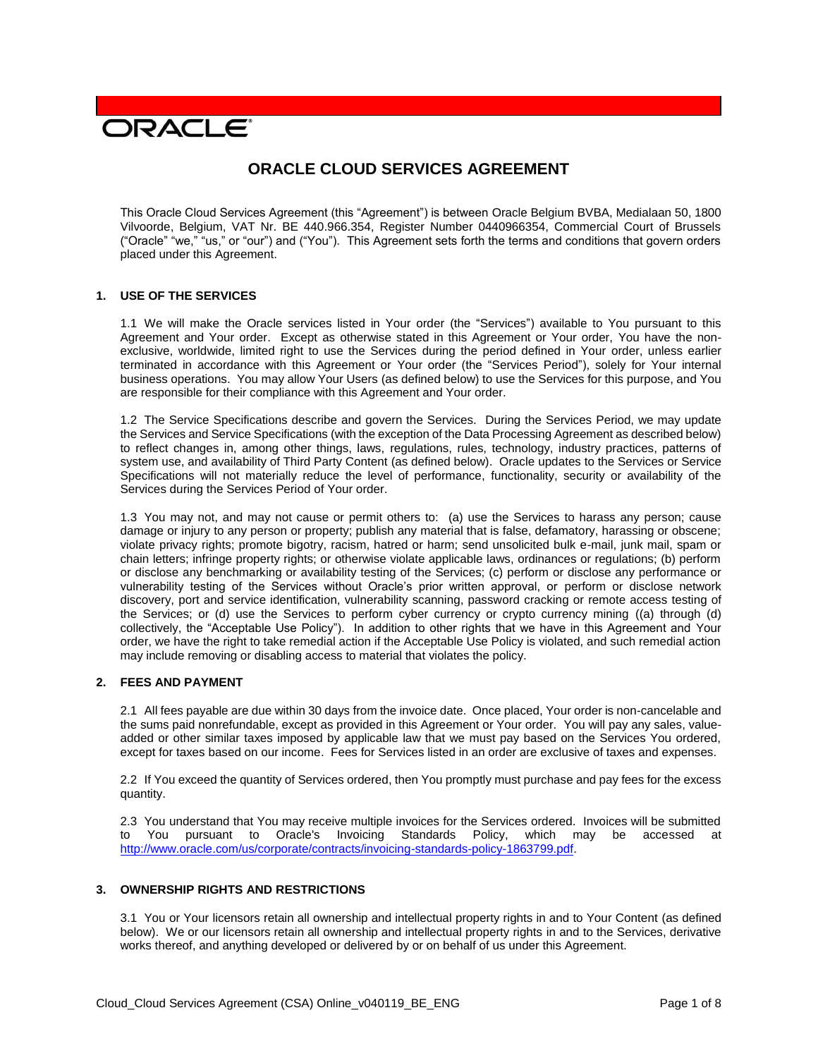ORACLE

# ORACLE CLOUD SERVICES AGREEMENT

This Oracle Cloud Services Agreement (this "Agreement") is between Oracle Belgium BVBA, Medialaan 50, 1800 Vilvoorde, Belgium, VAT Nr. BE 440.966.354, Register Number 0440966354, Commercial Court of Brussels ("Oracle" "we," "us," or "our") and ("You"). This Agreement sets forth the terms and conditions that govern orders placed under this Agreement.

## 1. USE OF THE SERVICES

1.1 We will make the Oracle services listed in Your order (the "Services") available to You pursuant to this Agreement and Your order. Except as otherwise stated in this Agreement or Your order, You have the non-exclusive, worldwide, limited right to use the Services during the period defined in Your order, unless earlier terminated in accordance with this Agreement or Your order (the "Services Period"), solely for Your internal business operations. You may allow Your Users (as defined below) to use the Services for this purpose, and You are responsible for their compliance with this Agreement and Your order.

1.2 The Service Specifications describe and govern the Services. During the Services Period, we may update the Services and Service Specifications (with the exception of the Data Processing Agreement as described below) to reflect changes in, among other things, laws, regulations, rules, technology, industry practices, patterns of system use, and availability of Third Party Content (as defined below). Oracle updates to the Services or Service Specifications will not materially reduce the level of performance, functionality, security or availability of the Services during the Services Period of Your order.

1.3 You may not, and may not cause or permit others to: (a) use the Services to harass any person; cause damage or injury to any person or property; publish any material that is false, defamatory, harassing or obscene; violate privacy rights; promote bigotry, racism, hatred or harm; send unsolicited bulk e-mail, junk mail, spam or chain letters; infringe property rights; or otherwise violate applicable laws, ordinances or regulations; (b) perform or disclose any benchmarking or availability testing of the Services; (c) perform or disclose any performance or vulnerability testing of the Services without Oracle's prior written approval, or perform or disclose network discovery, port and service identification, vulnerability scanning, password cracking or remote access testing of the Services; or (d) use the Services to perform cyber currency or crypto currency mining ((a) through (d) collectively, the "Acceptable Use Policy"). In addition to other rights that we have in this Agreement and Your order, we have the right to take remedial action if the Acceptable Use Policy is violated, and such remedial action may include removing or disabling access to material that violates the policy.

## 2. FEES AND PAYMENT

2.1 All fees payable are due within 30 days from the invoice date. Once placed, Your order is non-cancelable and the sums paid nonrefundable, except as provided in this Agreement or Your order. You will pay any sales, value-added or other similar taxes imposed by applicable law that we must pay based on the Services You ordered, except for taxes based on our income. Fees for Services listed in an order are exclusive of taxes and expenses.

2.2 If You exceed the quantity of Services ordered, then You promptly must purchase and pay fees for the excess quantity.

2.3 You understand that You may receive multiple invoices for the Services ordered. Invoices will be submitted to You pursuant to Oracle's Invoicing Standards Policy, which may be accessed at http://www.oracle.com/us/corporate/contracts/invoicing-standards-policy-1863799.pdf.

## 3. OWNERSHIP RIGHTS AND RESTRICTIONS

3.1 You or Your licensors retain all ownership and intellectual property rights in and to Your Content (as defined below). We or our licensors retain all ownership and intellectual property rights in and to the Services, derivative works thereof, and anything developed or delivered by or on behalf of us under this Agreement.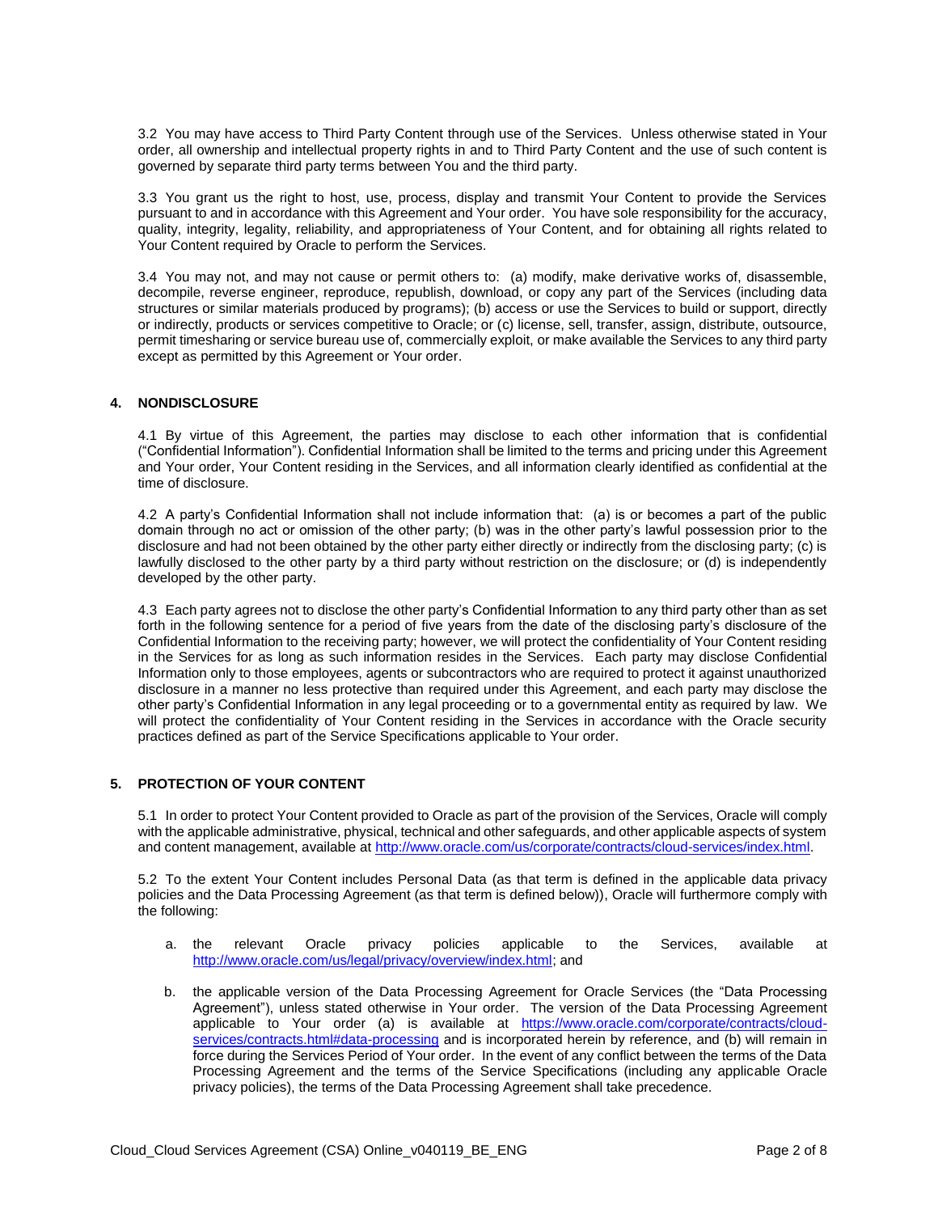3.2 You may have access to Third Party Content through use of the Services. Unless otherwise stated in Your order, all ownership and intellectual property rights in and to Third Party Content and the use of such content is governed by separate third party terms between You and the third party.

3.3 You grant us the right to host, use, process, display and transmit Your Content to provide the Services pursuant to and in accordance with this Agreement and Your order. You have sole responsibility for the accuracy, quality, integrity, legality, reliability, and appropriateness of Your Content, and for obtaining all rights related to Your Content required by Oracle to perform the Services.

3.4 You may not, and may not cause or permit others to: (a) modify, make derivative works of, disassemble, decompile, reverse engineer, reproduce, republish, download, or copy any part of the Services (including data structures or similar materials produced by programs); (b) access or use the Services to build or support, directly or indirectly, products or services competitive to Oracle; or (c) license, sell, transfer, assign, distribute, outsource, permit timesharing or service bureau use of, commercially exploit, or make available the Services to any third party except as permitted by this Agreement or Your order.

## 4. NONDISCLOSURE

4.1 By virtue of this Agreement, the parties may disclose to each other information that is confidential ("Confidential Information"). Confidential Information shall be limited to the terms and pricing under this Agreement and Your order, Your Content residing in the Services, and all information clearly identified as confidential at the time of disclosure.

4.2 A party's Confidential Information shall not include information that: (a) is or becomes a part of the public domain through no act or omission of the other party; (b) was in the other party's lawful possession prior to the disclosure and had not been obtained by the other party either directly or indirectly from the disclosing party; (c) is lawfully disclosed to the other party by a third party without restriction on the disclosure; or (d) is independently developed by the other party.

4.3 Each party agrees not to disclose the other party's Confidential Information to any third party other than as set forth in the following sentence for a period of five years from the date of the disclosing party's disclosure of the Confidential Information to the receiving party; however, we will protect the confidentiality of Your Content residing in the Services for as long as such information resides in the Services. Each party may disclose Confidential Information only to those employees, agents or subcontractors who are required to protect it against unauthorized disclosure in a manner no less protective than required under this Agreement, and each party may disclose the other party's Confidential Information in any legal proceeding or to a governmental entity as required by law. We will protect the confidentiality of Your Content residing in the Services in accordance with the Oracle security practices defined as part of the Service Specifications applicable to Your order.

## 5. PROTECTION OF YOUR CONTENT

5.1 In order to protect Your Content provided to Oracle as part of the provision of the Services, Oracle will comply with the applicable administrative, physical, technical and other safeguards, and other applicable aspects of system and content management, available at http://www.oracle.com/us/corporate/contracts/cloud-services/index.html.

5.2 To the extent Your Content includes Personal Data (as that term is defined in the applicable data privacy policies and the Data Processing Agreement (as that term is defined below)), Oracle will furthermore comply with the following:

a. the relevant Oracle privacy policies applicable to the Services, available at http://www.oracle.com/us/legal/privacy/overview/index.html; and

b. the applicable version of the Data Processing Agreement for Oracle Services (the "Data Processing Agreement"), unless stated otherwise in Your order. The version of the Data Processing Agreement applicable to Your order (a) is available at https://www.oracle.com/corporate/contracts/cloud-services/contracts.html#data-processing and is incorporated herein by reference, and (b) will remain in force during the Services Period of Your order. In the event of any conflict between the terms of the Data Processing Agreement and the terms of the Service Specifications (including any applicable Oracle privacy policies), the terms of the Data Processing Agreement shall take precedence.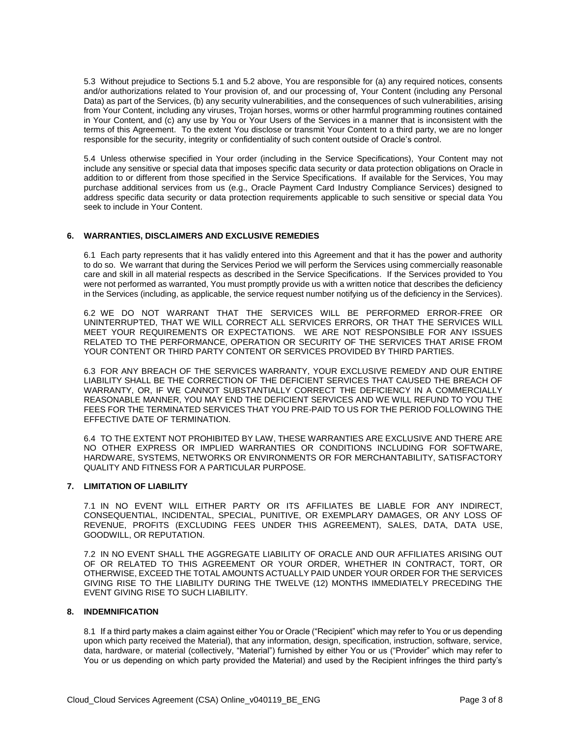5.3 Without prejudice to Sections 5.1 and 5.2 above, You are responsible for (a) any required notices, consents and/or authorizations related to Your provision of, and our processing of, Your Content (including any Personal Data) as part of the Services, (b) any security vulnerabilities, and the consequences of such vulnerabilities, arising from Your Content, including any viruses, Trojan horses, worms or other harmful programming routines contained in Your Content, and (c) any use by You or Your Users of the Services in a manner that is inconsistent with the terms of this Agreement. To the extent You disclose or transmit Your Content to a third party, we are no longer responsible for the security, integrity or confidentiality of such content outside of Oracle's control.

5.4 Unless otherwise specified in Your order (including in the Service Specifications), Your Content may not include any sensitive or special data that imposes specific data security or data protection obligations on Oracle in addition to or different from those specified in the Service Specifications. If available for the Services, You may purchase additional services from us (e.g., Oracle Payment Card Industry Compliance Services) designed to address specific data security or data protection requirements applicable to such sensitive or special data You seek to include in Your Content.

## 6. WARRANTIES, DISCLAIMERS AND EXCLUSIVE REMEDIES

6.1 Each party represents that it has validly entered into this Agreement and that it has the power and authority to do so. We warrant that during the Services Period we will perform the Services using commercially reasonable care and skill in all material respects as described in the Service Specifications. If the Services provided to You were not performed as warranted, You must promptly provide us with a written notice that describes the deficiency in the Services (including, as applicable, the service request number notifying us of the deficiency in the Services).

6.2 WE DO NOT WARRANT THAT THE SERVICES WILL BE PERFORMED ERROR-FREE OR UNINTERRUPTED, THAT WE WILL CORRECT ALL SERVICES ERRORS, OR THAT THE SERVICES WILL MEET YOUR REQUIREMENTS OR EXPECTATIONS. WE ARE NOT RESPONSIBLE FOR ANY ISSUES RELATED TO THE PERFORMANCE, OPERATION OR SECURITY OF THE SERVICES THAT ARISE FROM YOUR CONTENT OR THIRD PARTY CONTENT OR SERVICES PROVIDED BY THIRD PARTIES.

6.3 FOR ANY BREACH OF THE SERVICES WARRANTY, YOUR EXCLUSIVE REMEDY AND OUR ENTIRE LIABILITY SHALL BE THE CORRECTION OF THE DEFICIENT SERVICES THAT CAUSED THE BREACH OF WARRANTY, OR, IF WE CANNOT SUBSTANTIALLY CORRECT THE DEFICIENCY IN A COMMERCIALLY REASONABLE MANNER, YOU MAY END THE DEFICIENT SERVICES AND WE WILL REFUND TO YOU THE FEES FOR THE TERMINATED SERVICES THAT YOU PRE-PAID TO US FOR THE PERIOD FOLLOWING THE EFFECTIVE DATE OF TERMINATION.

6.4 TO THE EXTENT NOT PROHIBITED BY LAW, THESE WARRANTIES ARE EXCLUSIVE AND THERE ARE NO OTHER EXPRESS OR IMPLIED WARRANTIES OR CONDITIONS INCLUDING FOR SOFTWARE, HARDWARE, SYSTEMS, NETWORKS OR ENVIRONMENTS OR FOR MERCHANTABILITY, SATISFACTORY QUALITY AND FITNESS FOR A PARTICULAR PURPOSE.

## 7. LIMITATION OF LIABILITY

7.1 IN NO EVENT WILL EITHER PARTY OR ITS AFFILIATES BE LIABLE FOR ANY INDIRECT, CONSEQUENTIAL, INCIDENTAL, SPECIAL, PUNITIVE, OR EXEMPLARY DAMAGES, OR ANY LOSS OF REVENUE, PROFITS (EXCLUDING FEES UNDER THIS AGREEMENT), SALES, DATA, DATA USE, GOODWILL, OR REPUTATION.

7.2 IN NO EVENT SHALL THE AGGREGATE LIABILITY OF ORACLE AND OUR AFFILIATES ARISING OUT OF OR RELATED TO THIS AGREEMENT OR YOUR ORDER, WHETHER IN CONTRACT, TORT, OR OTHERWISE, EXCEED THE TOTAL AMOUNTS ACTUALLY PAID UNDER YOUR ORDER FOR THE SERVICES GIVING RISE TO THE LIABILITY DURING THE TWELVE (12) MONTHS IMMEDIATELY PRECEDING THE EVENT GIVING RISE TO SUCH LIABILITY.

## 8. INDEMNIFICATION

8.1 If a third party makes a claim against either You or Oracle ("Recipient" which may refer to You or us depending upon which party received the Material), that any information, design, specification, instruction, software, service, data, hardware, or material (collectively, "Material") furnished by either You or us ("Provider" which may refer to You or us depending on which party provided the Material) and used by the Recipient infringes the third party's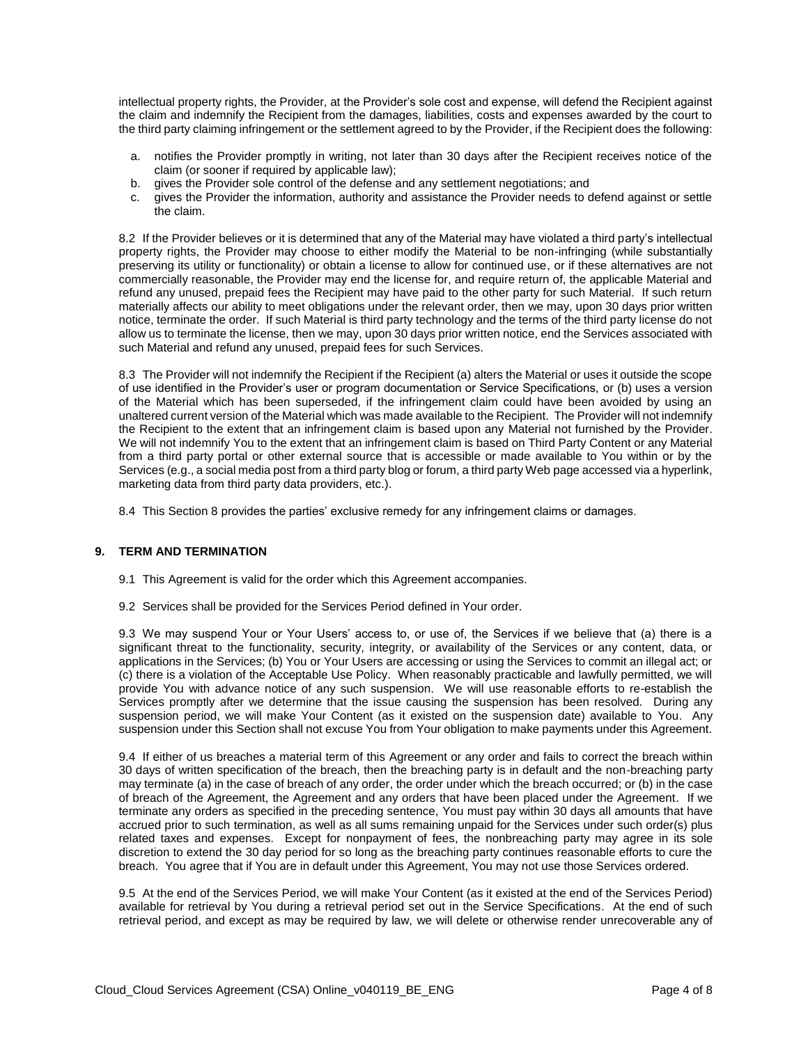intellectual property rights, the Provider, at the Provider's sole cost and expense, will defend the Recipient against the claim and indemnify the Recipient from the damages, liabilities, costs and expenses awarded by the court to the third party claiming infringement or the settlement agreed to by the Provider, if the Recipient does the following:

a. notifies the Provider promptly in writing, not later than 30 days after the Recipient receives notice of the claim (or sooner if required by applicable law);
b. gives the Provider sole control of the defense and any settlement negotiations; and
c. gives the Provider the information, authority and assistance the Provider needs to defend against or settle the claim.

8.2 If the Provider believes or it is determined that any of the Material may have violated a third party's intellectual property rights, the Provider may choose to either modify the Material to be non-infringing (while substantially preserving its utility or functionality) or obtain a license to allow for continued use, or if these alternatives are not commercially reasonable, the Provider may end the license for, and require return of, the applicable Material and refund any unused, prepaid fees the Recipient may have paid to the other party for such Material. If such return materially affects our ability to meet obligations under the relevant order, then we may, upon 30 days prior written notice, terminate the order. If such Material is third party technology and the terms of the third party license do not allow us to terminate the license, then we may, upon 30 days prior written notice, end the Services associated with such Material and refund any unused, prepaid fees for such Services.

8.3 The Provider will not indemnify the Recipient if the Recipient (a) alters the Material or uses it outside the scope of use identified in the Provider's user or program documentation or Service Specifications, or (b) uses a version of the Material which has been superseded, if the infringement claim could have been avoided by using an unaltered current version of the Material which was made available to the Recipient. The Provider will not indemnify the Recipient to the extent that an infringement claim is based upon any Material not furnished by the Provider. We will not indemnify You to the extent that an infringement claim is based on Third Party Content or any Material from a third party portal or other external source that is accessible or made available to You within or by the Services (e.g., a social media post from a third party blog or forum, a third party Web page accessed via a hyperlink, marketing data from third party data providers, etc.).

8.4 This Section 8 provides the parties' exclusive remedy for any infringement claims or damages.

## 9. TERM AND TERMINATION

9.1 This Agreement is valid for the order which this Agreement accompanies.

9.2 Services shall be provided for the Services Period defined in Your order.

9.3 We may suspend Your or Your Users' access to, or use of, the Services if we believe that (a) there is a significant threat to the functionality, security, integrity, or availability of the Services or any content, data, or applications in the Services; (b) You or Your Users are accessing or using the Services to commit an illegal act; or (c) there is a violation of the Acceptable Use Policy. When reasonably practicable and lawfully permitted, we will provide You with advance notice of any such suspension. We will use reasonable efforts to re-establish the Services promptly after we determine that the issue causing the suspension has been resolved. During any suspension period, we will make Your Content (as it existed on the suspension date) available to You. Any suspension under this Section shall not excuse You from Your obligation to make payments under this Agreement.

9.4 If either of us breaches a material term of this Agreement or any order and fails to correct the breach within 30 days of written specification of the breach, then the breaching party is in default and the non-breaching party may terminate (a) in the case of breach of any order, the order under which the breach occurred; or (b) in the case of breach of the Agreement, the Agreement and any orders that have been placed under the Agreement. If we terminate any orders as specified in the preceding sentence, You must pay within 30 days all amounts that have accrued prior to such termination, as well as all sums remaining unpaid for the Services under such order(s) plus related taxes and expenses. Except for nonpayment of fees, the nonbreaching party may agree in its sole discretion to extend the 30 day period for so long as the breaching party continues reasonable efforts to cure the breach. You agree that if You are in default under this Agreement, You may not use those Services ordered.

9.5 At the end of the Services Period, we will make Your Content (as it existed at the end of the Services Period) available for retrieval by You during a retrieval period set out in the Service Specifications. At the end of such retrieval period, and except as may be required by law, we will delete or otherwise render unrecoverable any of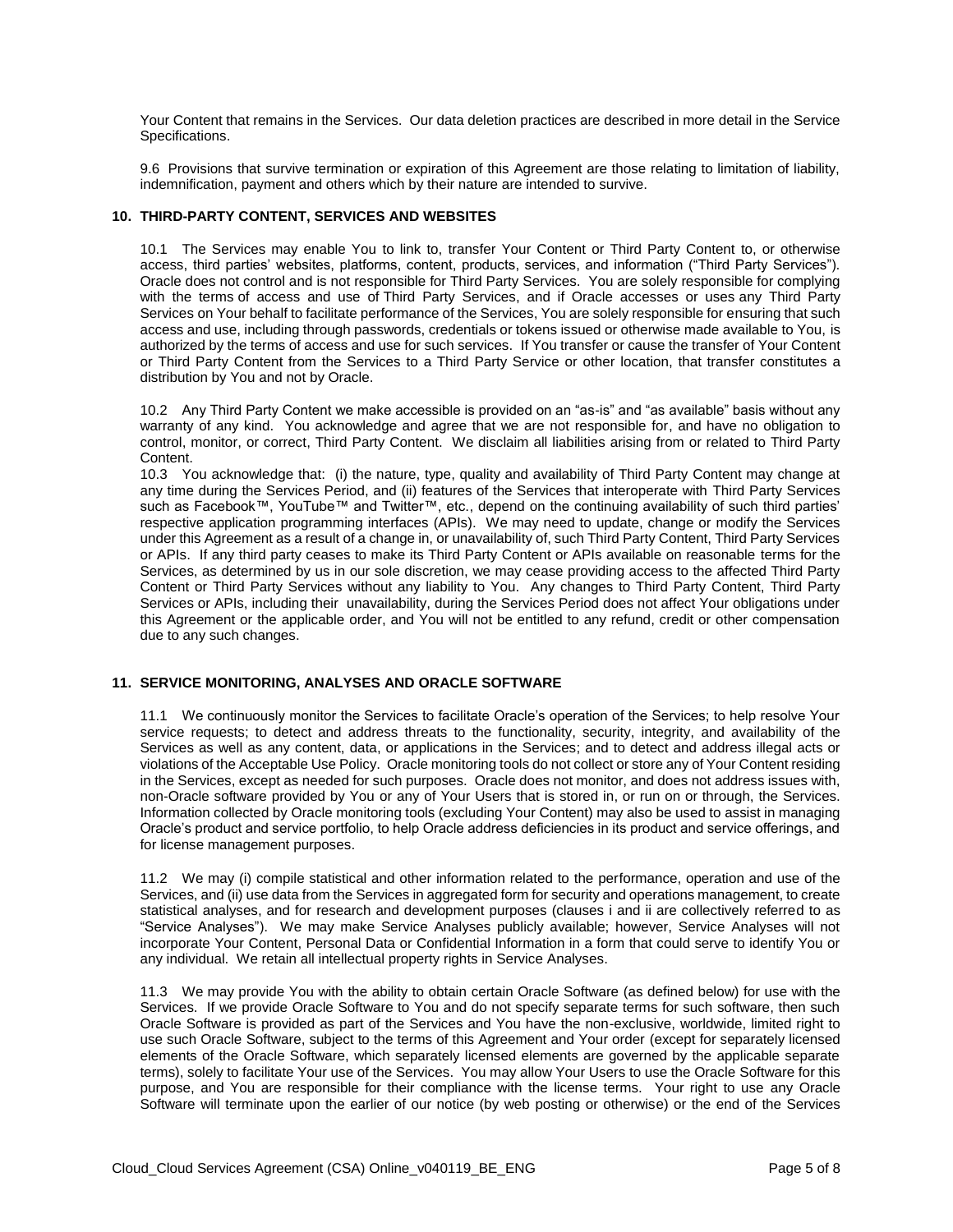Your Content that remains in the Services. Our data deletion practices are described in more detail in the Service Specifications.

9.6 Provisions that survive termination or expiration of this Agreement are those relating to limitation of liability, indemnification, payment and others which by their nature are intended to survive.

## 10. THIRD-PARTY CONTENT, SERVICES AND WEBSITES

10.1 The Services may enable You to link to, transfer Your Content or Third Party Content to, or otherwise access, third parties' websites, platforms, content, products, services, and information ("Third Party Services"). Oracle does not control and is not responsible for Third Party Services. You are solely responsible for complying with the terms of access and use of Third Party Services, and if Oracle accesses or uses any Third Party Services on Your behalf to facilitate performance of the Services, You are solely responsible for ensuring that such access and use, including through passwords, credentials or tokens issued or otherwise made available to You, is authorized by the terms of access and use for such services. If You transfer or cause the transfer of Your Content or Third Party Content from the Services to a Third Party Service or other location, that transfer constitutes a distribution by You and not by Oracle.

10.2 Any Third Party Content we make accessible is provided on an "as-is" and "as available" basis without any warranty of any kind. You acknowledge and agree that we are not responsible for, and have no obligation to control, monitor, or correct, Third Party Content. We disclaim all liabilities arising from or related to Third Party Content.

10.3 You acknowledge that: (i) the nature, type, quality and availability of Third Party Content may change at any time during the Services Period, and (ii) features of the Services that interoperate with Third Party Services such as Facebook™, YouTube™ and Twitter™, etc., depend on the continuing availability of such third parties' respective application programming interfaces (APIs). We may need to update, change or modify the Services under this Agreement as a result of a change in, or unavailability of, such Third Party Content, Third Party Services or APIs. If any third party ceases to make its Third Party Content or APIs available on reasonable terms for the Services, as determined by us in our sole discretion, we may cease providing access to the affected Third Party Content or Third Party Services without any liability to You. Any changes to Third Party Content, Third Party Services or APIs, including their unavailability, during the Services Period does not affect Your obligations under this Agreement or the applicable order, and You will not be entitled to any refund, credit or other compensation due to any such changes.

## 11. SERVICE MONITORING, ANALYSES AND ORACLE SOFTWARE

11.1 We continuously monitor the Services to facilitate Oracle's operation of the Services; to help resolve Your service requests; to detect and address threats to the functionality, security, integrity, and availability of the Services as well as any content, data, or applications in the Services; and to detect and address illegal acts or violations of the Acceptable Use Policy. Oracle monitoring tools do not collect or store any of Your Content residing in the Services, except as needed for such purposes. Oracle does not monitor, and does not address issues with, non-Oracle software provided by You or any of Your Users that is stored in, or run on or through, the Services. Information collected by Oracle monitoring tools (excluding Your Content) may also be used to assist in managing Oracle's product and service portfolio, to help Oracle address deficiencies in its product and service offerings, and for license management purposes.

11.2 We may (i) compile statistical and other information related to the performance, operation and use of the Services, and (ii) use data from the Services in aggregated form for security and operations management, to create statistical analyses, and for research and development purposes (clauses i and ii are collectively referred to as "Service Analyses"). We may make Service Analyses publicly available; however, Service Analyses will not incorporate Your Content, Personal Data or Confidential Information in a form that could serve to identify You or any individual. We retain all intellectual property rights in Service Analyses.

11.3 We may provide You with the ability to obtain certain Oracle Software (as defined below) for use with the Services. If we provide Oracle Software to You and do not specify separate terms for such software, then such Oracle Software is provided as part of the Services and You have the non-exclusive, worldwide, limited right to use such Oracle Software, subject to the terms of this Agreement and Your order (except for separately licensed elements of the Oracle Software, which separately licensed elements are governed by the applicable separate terms), solely to facilitate Your use of the Services. You may allow Your Users to use the Oracle Software for this purpose, and You are responsible for their compliance with the license terms. Your right to use any Oracle Software will terminate upon the earlier of our notice (by web posting or otherwise) or the end of the Services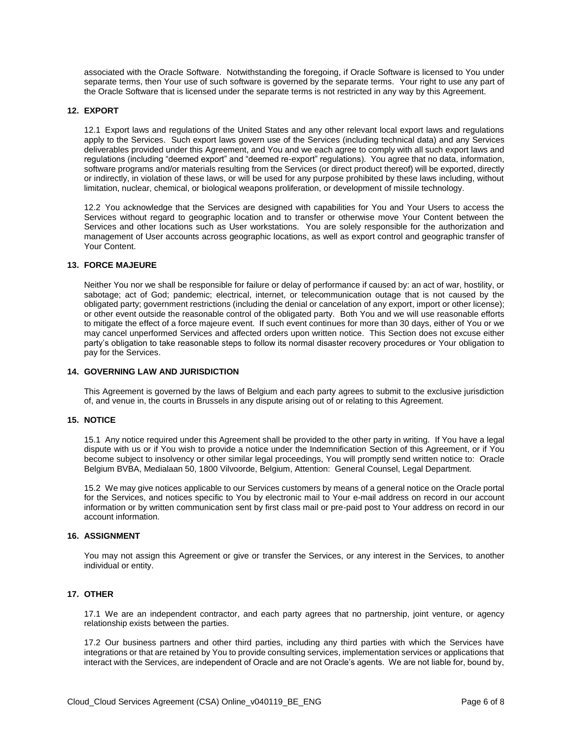associated with the Oracle Software. Notwithstanding the foregoing, if Oracle Software is licensed to You under separate terms, then Your use of such software is governed by the separate terms. Your right to use any part of the Oracle Software that is licensed under the separate terms is not restricted in any way by this Agreement.

## 12. EXPORT

12.1 Export laws and regulations of the United States and any other relevant local export laws and regulations apply to the Services. Such export laws govern use of the Services (including technical data) and any Services deliverables provided under this Agreement, and You and we each agree to comply with all such export laws and regulations (including "deemed export" and "deemed re-export" regulations). You agree that no data, information, software programs and/or materials resulting from the Services (or direct product thereof) will be exported, directly or indirectly, in violation of these laws, or will be used for any purpose prohibited by these laws including, without limitation, nuclear, chemical, or biological weapons proliferation, or development of missile technology.

12.2 You acknowledge that the Services are designed with capabilities for You and Your Users to access the Services without regard to geographic location and to transfer or otherwise move Your Content between the Services and other locations such as User workstations. You are solely responsible for the authorization and management of User accounts across geographic locations, as well as export control and geographic transfer of Your Content.

## 13. FORCE MAJEURE

Neither You nor we shall be responsible for failure or delay of performance if caused by: an act of war, hostility, or sabotage; act of God; pandemic; electrical, internet, or telecommunication outage that is not caused by the obligated party; government restrictions (including the denial or cancelation of any export, import or other license); or other event outside the reasonable control of the obligated party. Both You and we will use reasonable efforts to mitigate the effect of a force majeure event. If such event continues for more than 30 days, either of You or we may cancel unperformed Services and affected orders upon written notice. This Section does not excuse either party's obligation to take reasonable steps to follow its normal disaster recovery procedures or Your obligation to pay for the Services.

## 14. GOVERNING LAW AND JURISDICTION

This Agreement is governed by the laws of Belgium and each party agrees to submit to the exclusive jurisdiction of, and venue in, the courts in Brussels in any dispute arising out of or relating to this Agreement.

## 15. NOTICE

15.1 Any notice required under this Agreement shall be provided to the other party in writing. If You have a legal dispute with us or if You wish to provide a notice under the Indemnification Section of this Agreement, or if You become subject to insolvency or other similar legal proceedings, You will promptly send written notice to: Oracle Belgium BVBA, Medialaan 50, 1800 Vilvoorde, Belgium, Attention: General Counsel, Legal Department.

15.2 We may give notices applicable to our Services customers by means of a general notice on the Oracle portal for the Services, and notices specific to You by electronic mail to Your e-mail address on record in our account information or by written communication sent by first class mail or pre-paid post to Your address on record in our account information.

## 16. ASSIGNMENT

You may not assign this Agreement or give or transfer the Services, or any interest in the Services, to another individual or entity.

## 17. OTHER

17.1 We are an independent contractor, and each party agrees that no partnership, joint venture, or agency relationship exists between the parties.

17.2 Our business partners and other third parties, including any third parties with which the Services have integrations or that are retained by You to provide consulting services, implementation services or applications that interact with the Services, are independent of Oracle and are not Oracle's agents. We are not liable for, bound by,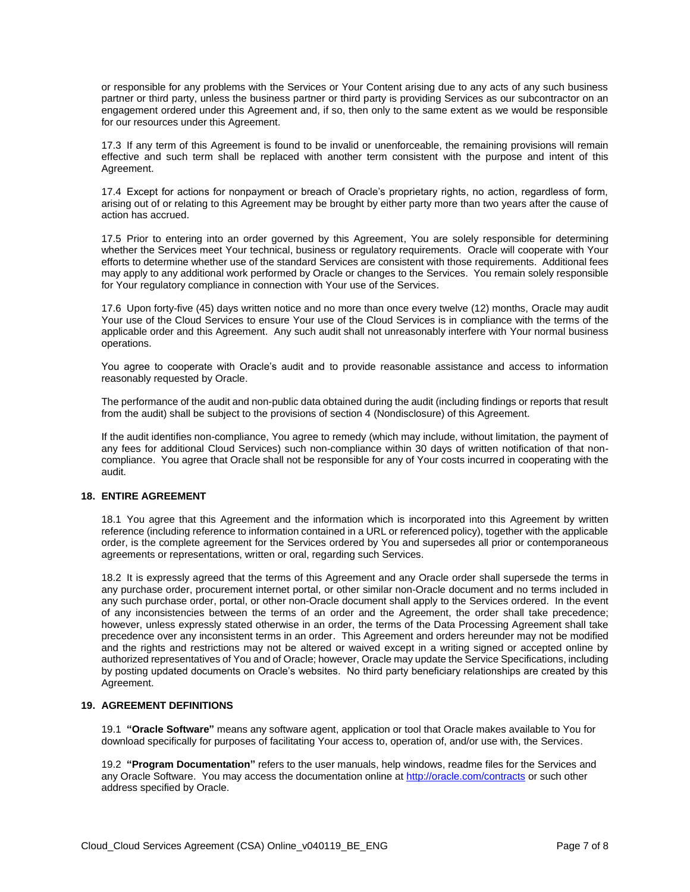or responsible for any problems with the Services or Your Content arising due to any acts of any such business partner or third party, unless the business partner or third party is providing Services as our subcontractor on an engagement ordered under this Agreement and, if so, then only to the same extent as we would be responsible for our resources under this Agreement.

17.3 If any term of this Agreement is found to be invalid or unenforceable, the remaining provisions will remain effective and such term shall be replaced with another term consistent with the purpose and intent of this Agreement.

17.4 Except for actions for nonpayment or breach of Oracle's proprietary rights, no action, regardless of form, arising out of or relating to this Agreement may be brought by either party more than two years after the cause of action has accrued.

17.5 Prior to entering into an order governed by this Agreement, You are solely responsible for determining whether the Services meet Your technical, business or regulatory requirements. Oracle will cooperate with Your efforts to determine whether use of the standard Services are consistent with those requirements. Additional fees may apply to any additional work performed by Oracle or changes to the Services. You remain solely responsible for Your regulatory compliance in connection with Your use of the Services.

17.6 Upon forty-five (45) days written notice and no more than once every twelve (12) months, Oracle may audit Your use of the Cloud Services to ensure Your use of the Cloud Services is in compliance with the terms of the applicable order and this Agreement. Any such audit shall not unreasonably interfere with Your normal business operations.

You agree to cooperate with Oracle's audit and to provide reasonable assistance and access to information reasonably requested by Oracle.

The performance of the audit and non-public data obtained during the audit (including findings or reports that result from the audit) shall be subject to the provisions of section 4 (Nondisclosure) of this Agreement.

If the audit identifies non-compliance, You agree to remedy (which may include, without limitation, the payment of any fees for additional Cloud Services) such non-compliance within 30 days of written notification of that non-compliance. You agree that Oracle shall not be responsible for any of Your costs incurred in cooperating with the audit.

## 18. ENTIRE AGREEMENT

18.1 You agree that this Agreement and the information which is incorporated into this Agreement by written reference (including reference to information contained in a URL or referenced policy), together with the applicable order, is the complete agreement for the Services ordered by You and supersedes all prior or contemporaneous agreements or representations, written or oral, regarding such Services.

18.2 It is expressly agreed that the terms of this Agreement and any Oracle order shall supersede the terms in any purchase order, procurement internet portal, or other similar non-Oracle document and no terms included in any such purchase order, portal, or other non-Oracle document shall apply to the Services ordered. In the event of any inconsistencies between the terms of an order and the Agreement, the order shall take precedence; however, unless expressly stated otherwise in an order, the terms of the Data Processing Agreement shall take precedence over any inconsistent terms in an order. This Agreement and orders hereunder may not be modified and the rights and restrictions may not be altered or waived except in a writing signed or accepted online by authorized representatives of You and of Oracle; however, Oracle may update the Service Specifications, including by posting updated documents on Oracle's websites. No third party beneficiary relationships are created by this Agreement.

## 19. AGREEMENT DEFINITIONS

19.1 **"Oracle Software"** means any software agent, application or tool that Oracle makes available to You for download specifically for purposes of facilitating Your access to, operation of, and/or use with, the Services.

19.2 **"Program Documentation"** refers to the user manuals, help windows, readme files for the Services and any Oracle Software. You may access the documentation online at [http://oracle.com/contracts](http://oracle.com/contracts) or such other address specified by Oracle.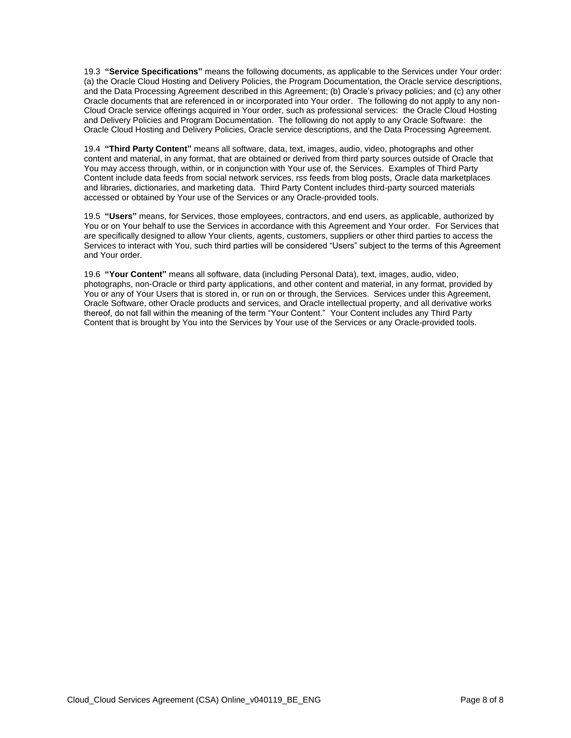19.3  **"Service Specifications"** means the following documents, as applicable to the Services under Your order: (a) the Oracle Cloud Hosting and Delivery Policies, the Program Documentation, the Oracle service descriptions, and the Data Processing Agreement described in this Agreement; (b) Oracle's privacy policies; and (c) any other Oracle documents that are referenced in or incorporated into Your order.  The following do not apply to any non-Cloud Oracle service offerings acquired in Your order, such as professional services:  the Oracle Cloud Hosting and Delivery Policies and Program Documentation.  The following do not apply to any Oracle Software:  the Oracle Cloud Hosting and Delivery Policies, Oracle service descriptions, and the Data Processing Agreement.

19.4  **"Third Party Content"** means all software, data, text, images, audio, video, photographs and other content and material, in any format, that are obtained or derived from third party sources outside of Oracle that You may access through, within, or in conjunction with Your use of, the Services.  Examples of Third Party Content include data feeds from social network services, rss feeds from blog posts, Oracle data marketplaces and libraries, dictionaries, and marketing data.  Third Party Content includes third-party sourced materials accessed or obtained by Your use of the Services or any Oracle-provided tools.

19.5  **"Users"** means, for Services, those employees, contractors, and end users, as applicable, authorized by You or on Your behalf to use the Services in accordance with this Agreement and Your order.  For Services that are specifically designed to allow Your clients, agents, customers, suppliers or other third parties to access the Services to interact with You, such third parties will be considered "Users" subject to the terms of this Agreement and Your order.

19.6  **"Your Content"** means all software, data (including Personal Data), text, images, audio, video, photographs, non-Oracle or third party applications, and other content and material, in any format, provided by You or any of Your Users that is stored in, or run on or through, the Services.  Services under this Agreement, Oracle Software, other Oracle products and services, and Oracle intellectual property, and all derivative works thereof, do not fall within the meaning of the term "Your Content."  Your Content includes any Third Party Content that is brought by You into the Services by Your use of the Services or any Oracle-provided tools.